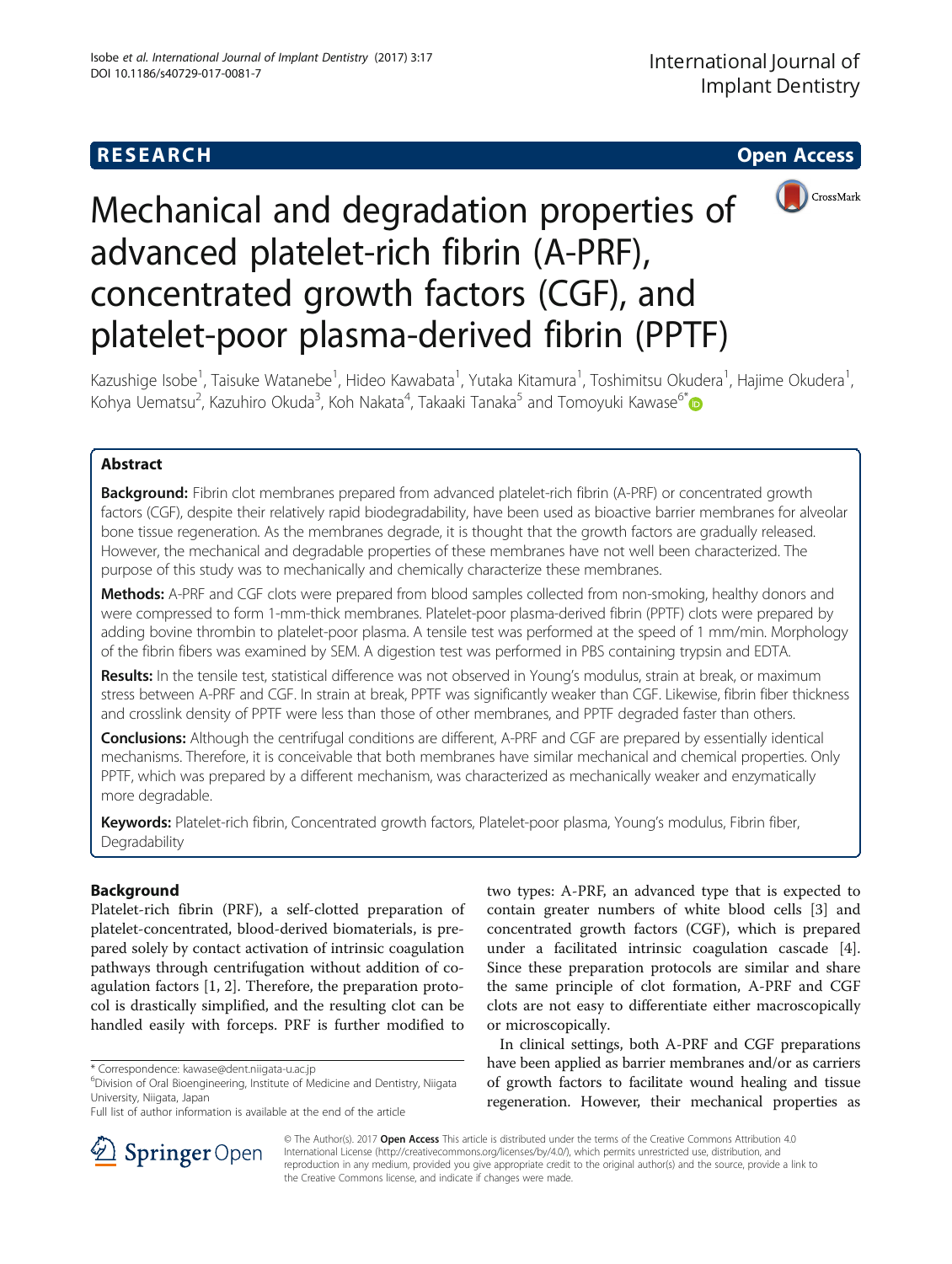**RESEARCH** **Open Access**

# Mechanical and degradation properties of advanced platelet-rich fibrin (A-PRF), concentrated growth factors (CGF), and platelet-poor plasma-derived fibrin (PPTF)

Kazushige Isobe[1], Taisuke Watanebe[1], Hideo Kawabata[1], Yutaka Kitamura[1], Toshimitsu Okudera[1], Hajime Okudera[1], Kohya Uematsu[2], Kazuhiro Okuda[3], Koh Nakata[4], Takaaki Tanaka[5] and Tomoyuki Kawase[6*]

## Abstract

**Background:** Fibrin clot membranes prepared from advanced platelet-rich fibrin (A-PRF) or concentrated growth factors (CGF), despite their relatively rapid biodegradability, have been used as bioactive barrier membranes for alveolar bone tissue regeneration. As the membranes degrade, it is thought that the growth factors are gradually released. However, the mechanical and degradable properties of these membranes have not well been characterized. The purpose of this study was to mechanically and chemically characterize these membranes.

**Methods:** A-PRF and CGF clots were prepared from blood samples collected from non-smoking, healthy donors and were compressed to form 1-mm-thick membranes. Platelet-poor plasma-derived fibrin (PPTF) clots were prepared by adding bovine thrombin to platelet-poor plasma. A tensile test was performed at the speed of 1 mm/min. Morphology of the fibrin fibers was examined by SEM. A digestion test was performed in PBS containing trypsin and EDTA.

**Results:** In the tensile test, statistical difference was not observed in Young's modulus, strain at break, or maximum stress between A-PRF and CGF. In strain at break, PPTF was significantly weaker than CGF. Likewise, fibrin fiber thickness and crosslink density of PPTF were less than those of other membranes, and PPTF degraded faster than others.

**Conclusions:** Although the centrifugal conditions are different, A-PRF and CGF are prepared by essentially identical mechanisms. Therefore, it is conceivable that both membranes have similar mechanical and chemical properties. Only PPTF, which was prepared by a different mechanism, was characterized as mechanically weaker and enzymatically more degradable.

**Keywords:** Platelet-rich fibrin, Concentrated growth factors, Platelet-poor plasma, Young's modulus, Fibrin fiber, Degradability

## Background

Platelet-rich fibrin (PRF), a self-clotted preparation of platelet-concentrated, blood-derived biomaterials, is prepared solely by contact activation of intrinsic coagulation pathways through centrifugation without addition of coagulation factors [1, 2]. Therefore, the preparation protocol is drastically simplified, and the resulting clot can be handled easily with forceps. PRF is further modified to two types: A-PRF, an advanced type that is expected to contain greater numbers of white blood cells [3] and concentrated growth factors (CGF), which is prepared under a facilitated intrinsic coagulation cascade [4]. Since these preparation protocols are similar and share the same principle of clot formation, A-PRF and CGF clots are not easy to differentiate either macroscopically or microscopically.

In clinical settings, both A-PRF and CGF preparations have been applied as barrier membranes and/or as carriers of growth factors to facilitate wound healing and tissue regeneration. However, their mechanical properties as

\* Correspondence: kawase@dent.niigata-u.ac.jp
[6]Division of Oral Bioengineering, Institute of Medicine and Dentistry, Niigata University, Niigata, Japan
Full list of author information is available at the end of the article

© The Author(s). 2017 **Open Access** This article is distributed under the terms of the Creative Commons Attribution 4.0 International License (http://creativecommons.org/licenses/by/4.0/), which permits unrestricted use, distribution, and reproduction in any medium, provided you give appropriate credit to the original author(s) and the source, provide a link to the Creative Commons license, and indicate if changes were made.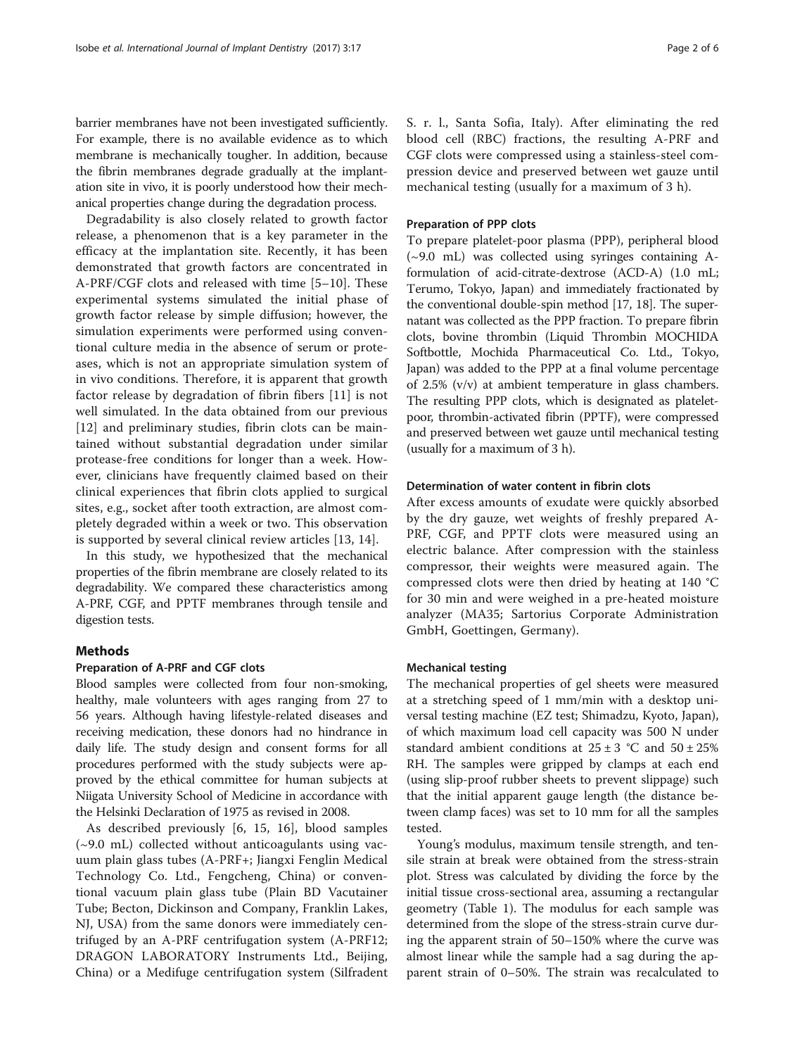barrier membranes have not been investigated sufficiently. For example, there is no available evidence as to which membrane is mechanically tougher. In addition, because the fibrin membranes degrade gradually at the implantation site in vivo, it is poorly understood how their mechanical properties change during the degradation process.

Degradability is also closely related to growth factor release, a phenomenon that is a key parameter in the efficacy at the implantation site. Recently, it has been demonstrated that growth factors are concentrated in A-PRF/CGF clots and released with time [5–10]. These experimental systems simulated the initial phase of growth factor release by simple diffusion; however, the simulation experiments were performed using conventional culture media in the absence of serum or proteases, which is not an appropriate simulation system of in vivo conditions. Therefore, it is apparent that growth factor release by degradation of fibrin fibers [11] is not well simulated. In the data obtained from our previous [12] and preliminary studies, fibrin clots can be maintained without substantial degradation under similar protease-free conditions for longer than a week. However, clinicians have frequently claimed based on their clinical experiences that fibrin clots applied to surgical sites, e.g., socket after tooth extraction, are almost completely degraded within a week or two. This observation is supported by several clinical review articles [13, 14].

In this study, we hypothesized that the mechanical properties of the fibrin membrane are closely related to its degradability. We compared these characteristics among A-PRF, CGF, and PPTF membranes through tensile and digestion tests.

## Methods

### Preparation of A-PRF and CGF clots

Blood samples were collected from four non-smoking, healthy, male volunteers with ages ranging from 27 to 56 years. Although having lifestyle-related diseases and receiving medication, these donors had no hindrance in daily life. The study design and consent forms for all procedures performed with the study subjects were approved by the ethical committee for human subjects at Niigata University School of Medicine in accordance with the Helsinki Declaration of 1975 as revised in 2008.

As described previously [6, 15, 16], blood samples (~9.0 mL) collected without anticoagulants using vacuum plain glass tubes (A-PRF+; Jiangxi Fenglin Medical Technology Co. Ltd., Fengcheng, China) or conventional vacuum plain glass tube (Plain BD Vacutainer Tube; Becton, Dickinson and Company, Franklin Lakes, NJ, USA) from the same donors were immediately centrifuged by an A-PRF centrifugation system (A-PRF12; DRAGON LABORATORY Instruments Ltd., Beijing, China) or a Medifuge centrifugation system (Silfradent S. r. l., Santa Sofia, Italy). After eliminating the red blood cell (RBC) fractions, the resulting A-PRF and CGF clots were compressed using a stainless-steel compression device and preserved between wet gauze until mechanical testing (usually for a maximum of 3 h).

### Preparation of PPP clots

To prepare platelet-poor plasma (PPP), peripheral blood (~9.0 mL) was collected using syringes containing A-formulation of acid-citrate-dextrose (ACD-A) (1.0 mL; Terumo, Tokyo, Japan) and immediately fractionated by the conventional double-spin method [17, 18]. The supernatant was collected as the PPP fraction. To prepare fibrin clots, bovine thrombin (Liquid Thrombin MOCHIDA Softbottle, Mochida Pharmaceutical Co. Ltd., Tokyo, Japan) was added to the PPP at a final volume percentage of 2.5% (v/v) at ambient temperature in glass chambers. The resulting PPP clots, which is designated as platelet-poor, thrombin-activated fibrin (PPTF), were compressed and preserved between wet gauze until mechanical testing (usually for a maximum of 3 h).

### Determination of water content in fibrin clots

After excess amounts of exudate were quickly absorbed by the dry gauze, wet weights of freshly prepared A-PRF, CGF, and PPTF clots were measured using an electric balance. After compression with the stainless compressor, their weights were measured again. The compressed clots were then dried by heating at 140 °C for 30 min and were weighed in a pre-heated moisture analyzer (MA35; Sartorius Corporate Administration GmbH, Goettingen, Germany).

### Mechanical testing

The mechanical properties of gel sheets were measured at a stretching speed of 1 mm/min with a desktop universal testing machine (EZ test; Shimadzu, Kyoto, Japan), of which maximum load cell capacity was 500 N under standard ambient conditions at 25 ± 3 °C and 50 ± 25% RH. The samples were gripped by clamps at each end (using slip-proof rubber sheets to prevent slippage) such that the initial apparent gauge length (the distance between clamp faces) was set to 10 mm for all the samples tested.

Young's modulus, maximum tensile strength, and tensile strain at break were obtained from the stress-strain plot. Stress was calculated by dividing the force by the initial tissue cross-sectional area, assuming a rectangular geometry (Table 1). The modulus for each sample was determined from the slope of the stress-strain curve during the apparent strain of 50–150% where the curve was almost linear while the sample had a sag during the apparent strain of 0–50%. The strain was recalculated to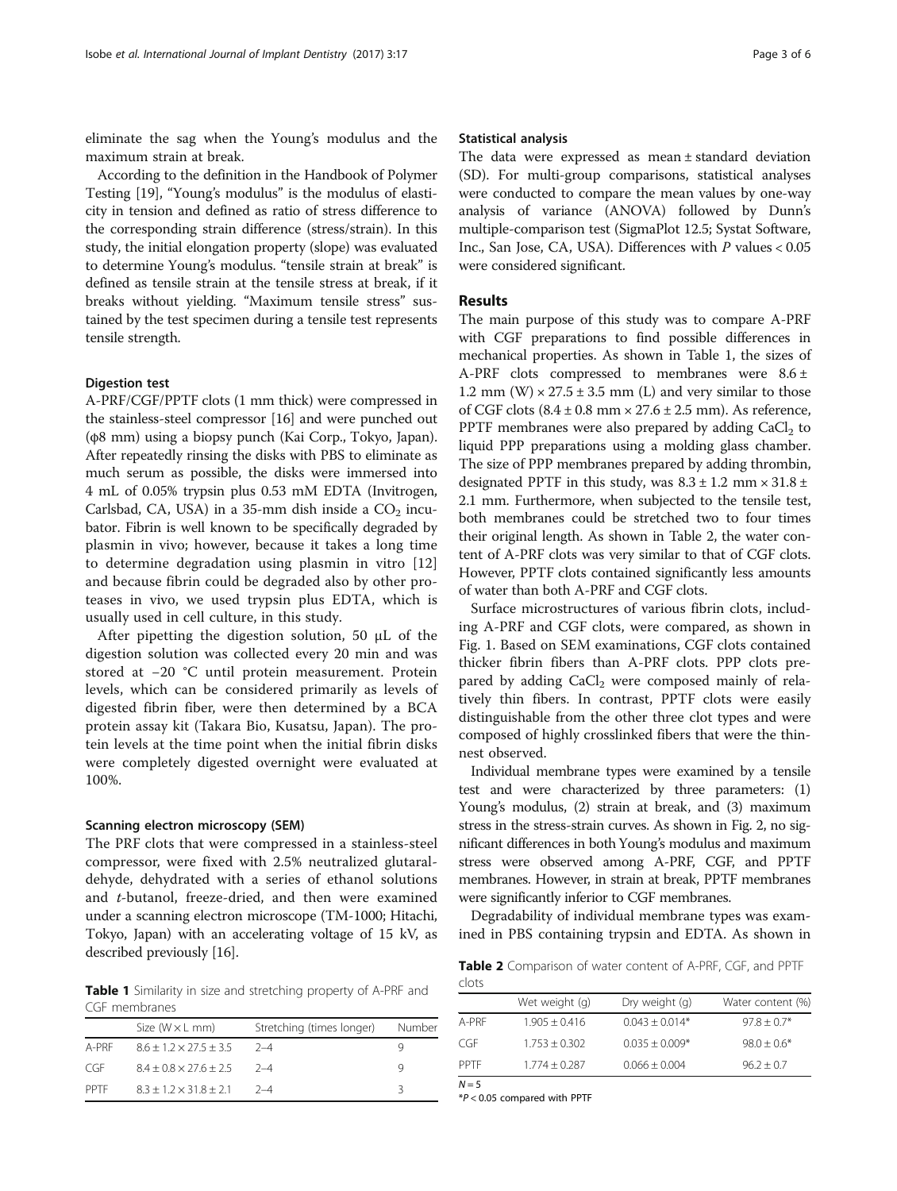eliminate the sag when the Young's modulus and the maximum strain at break.

According to the definition in the Handbook of Polymer Testing [19], "Young's modulus" is the modulus of elasticity in tension and defined as ratio of stress difference to the corresponding strain difference (stress/strain). In this study, the initial elongation property (slope) was evaluated to determine Young's modulus. "tensile strain at break" is defined as tensile strain at the tensile stress at break, if it breaks without yielding. "Maximum tensile stress" sustained by the test specimen during a tensile test represents tensile strength.

### Digestion test

A-PRF/CGF/PPTF clots (1 mm thick) were compressed in the stainless-steel compressor [16] and were punched out (φ8 mm) using a biopsy punch (Kai Corp., Tokyo, Japan). After repeatedly rinsing the disks with PBS to eliminate as much serum as possible, the disks were immersed into 4 mL of 0.05% trypsin plus 0.53 mM EDTA (Invitrogen, Carlsbad, CA, USA) in a 35-mm dish inside a $CO_2$ incubator. Fibrin is well known to be specifically degraded by plasmin in vivo; however, because it takes a long time to determine degradation using plasmin in vitro [12] and because fibrin could be degraded also by other proteases in vivo, we used trypsin plus EDTA, which is usually used in cell culture, in this study.

After pipetting the digestion solution, 50 μL of the digestion solution was collected every 20 min and was stored at −20 °C until protein measurement. Protein levels, which can be considered primarily as levels of digested fibrin fiber, were then determined by a BCA protein assay kit (Takara Bio, Kusatsu, Japan). The protein levels at the time point when the initial fibrin disks were completely digested overnight were evaluated at 100%.

### Scanning electron microscopy (SEM)

The PRF clots that were compressed in a stainless-steel compressor, were fixed with 2.5% neutralized glutaraldehyde, dehydrated with a series of ethanol solutions and *t*-butanol, freeze-dried, and then were examined under a scanning electron microscope (TM-1000; Hitachi, Tokyo, Japan) with an accelerating voltage of 15 kV, as described previously [16].

**Table 1** Similarity in size and stretching property of A-PRF and CGF membranes

| | Size (W × L mm) | Stretching (times longer) | Number |
|---|---|---|---|
| A-PRF | 8.6 ± 1.2 × 27.5 ± 3.5 | 2–4 | 9 |
| CGF | 8.4 ± 0.8 × 27.6 ± 2.5 | 2–4 | 9 |
| PPTF | 8.3 ± 1.2 × 31.8 ± 2.1 | 2–4 | 3 |

### Statistical analysis

The data were expressed as mean ± standard deviation (SD). For multi-group comparisons, statistical analyses were conducted to compare the mean values by one-way analysis of variance (ANOVA) followed by Dunn's multiple-comparison test (SigmaPlot 12.5; Systat Software, Inc., San Jose, CA, USA). Differences with $P$ values < 0.05 were considered significant.

## Results

The main purpose of this study was to compare A-PRF with CGF preparations to find possible differences in mechanical properties. As shown in Table 1, the sizes of A-PRF clots compressed to membranes were 8.6 ± 1.2 mm (W) × 27.5 ± 3.5 mm (L) and very similar to those of CGF clots (8.4 ± 0.8 mm × 27.6 ± 2.5 mm). As reference, PPTF membranes were also prepared by adding $CaCl_2$ to liquid PPP preparations using a molding glass chamber. The size of PPP membranes prepared by adding thrombin, designated PPTF in this study, was 8.3 ± 1.2 mm × 31.8 ± 2.1 mm. Furthermore, when subjected to the tensile test, both membranes could be stretched two to four times their original length. As shown in Table 2, the water content of A-PRF clots was very similar to that of CGF clots. However, PPTF clots contained significantly less amounts of water than both A-PRF and CGF clots.

Surface microstructures of various fibrin clots, including A-PRF and CGF clots, were compared, as shown in Fig. 1. Based on SEM examinations, CGF clots contained thicker fibrin fibers than A-PRF clots. PPP clots prepared by adding $CaCl_2$ were composed mainly of relatively thin fibers. In contrast, PPTF clots were easily distinguishable from the other three clot types and were composed of highly crosslinked fibers that were the thinnest observed.

Individual membrane types were examined by a tensile test and were characterized by three parameters: (1) Young's modulus, (2) strain at break, and (3) maximum stress in the stress-strain curves. As shown in Fig. 2, no significant differences in both Young's modulus and maximum stress were observed among A-PRF, CGF, and PPTF membranes. However, in strain at break, PPTF membranes were significantly inferior to CGF membranes.

Degradability of individual membrane types was examined in PBS containing trypsin and EDTA. As shown in

**Table 2** Comparison of water content of A-PRF, CGF, and PPTF clots

| | Wet weight (g) | Dry weight (g) | Water content (%) |
|---|---|---|---|
| A-PRF | 1.905 ± 0.416 | 0.043 ± 0.014* | 97.8 ± 0.7* |
| CGF | 1.753 ± 0.302 | 0.035 ± 0.009* | 98.0 ± 0.6* |
| PPTF | 1.774 ± 0.287 | 0.066 ± 0.004 | 96.2 ± 0.7 |

$N = 5$

*$P < 0.05$ compared with PPTF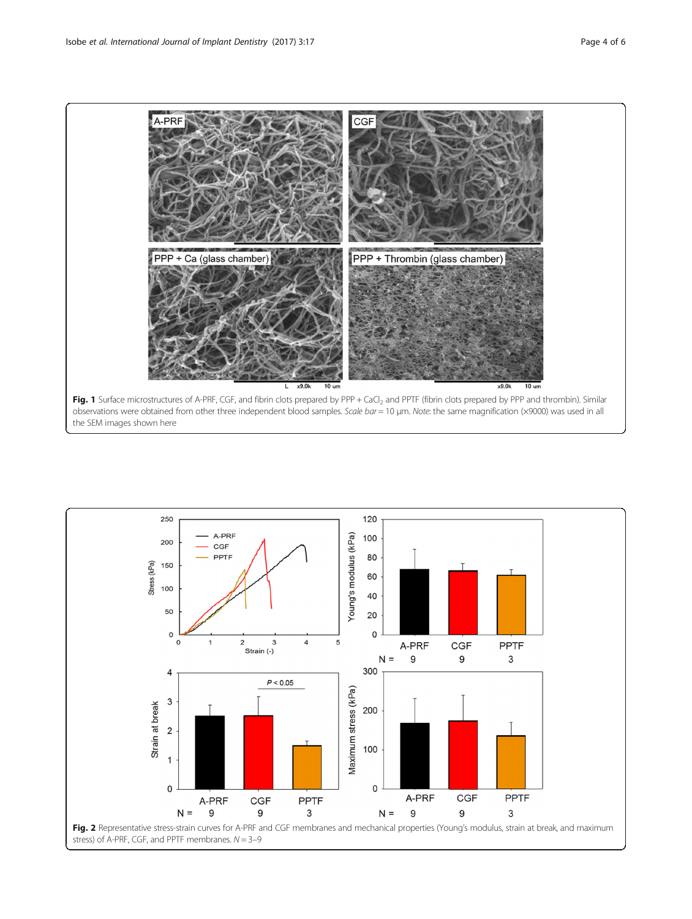**Fig. 1** Surface microstructures of A-PRF, CGF, and fibrin clots prepared by PPP + $CaCl_2$ and PPTF (fibrin clots prepared by PPP and thrombin). Similar observations were obtained from other three independent blood samples. *Scale bar* = 10 μm. *Note*: the same magnification (×9000) was used in all the SEM images shown here

**Fig. 2** Representative stress-strain curves for A-PRF and CGF membranes and mechanical properties (Young's modulus, strain at break, and maximum stress) of A-PRF, CGF, and PPTF membranes. *N* = 3–9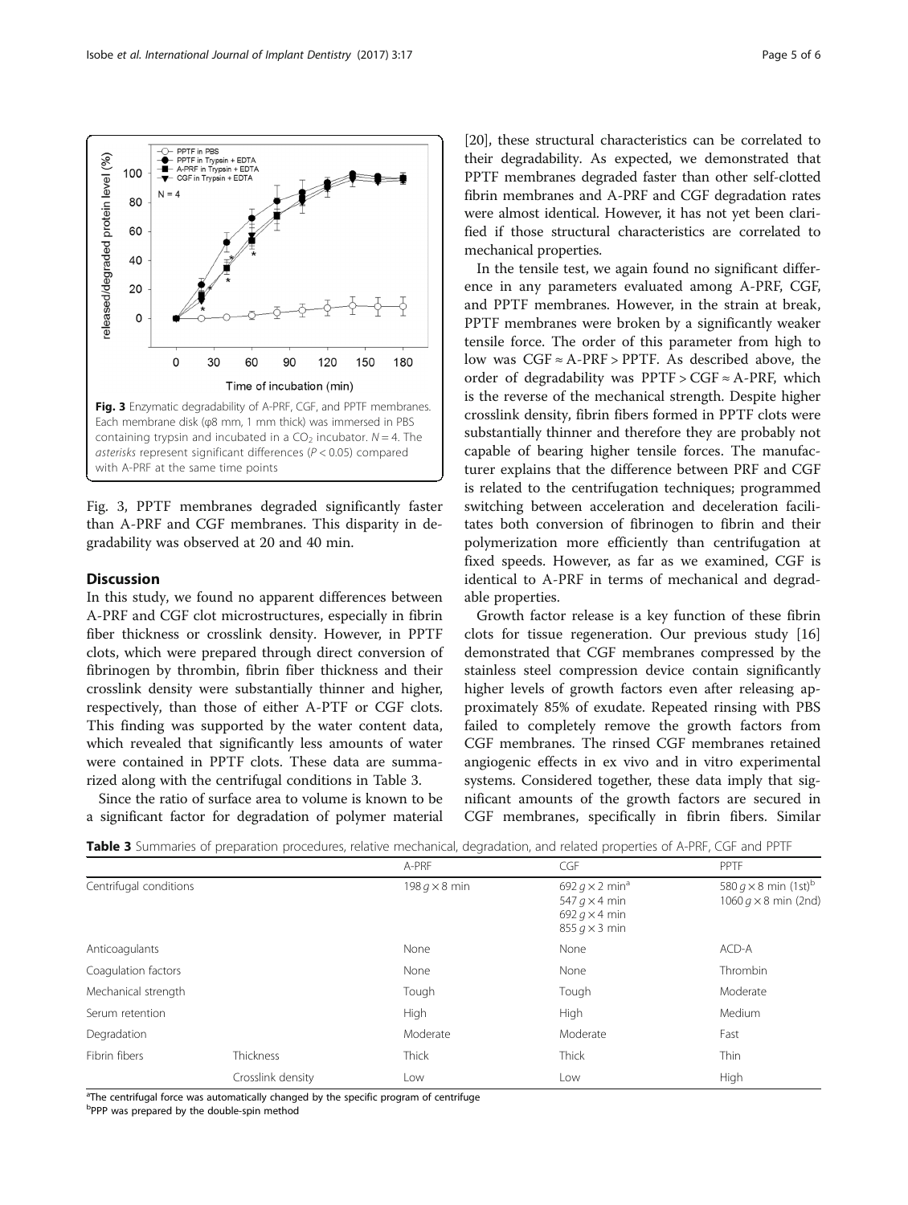PPTF in PBS
PPTF in Trypsin + EDTA
A-PRF in Trypsin + EDTA
CGF in Trypsin + EDTA
N = 4
released/degraded protein level (%)
100
80
60
40
20
0
0 30 60 90 120 150 180
Time of incubation (min)

**Fig. 3** Enzymatic degradability of A-PRF, CGF, and PPTF membranes. Each membrane disk (φ8 mm, 1 mm thick) was immersed in PBS containing trypsin and incubated in a $CO_2$ incubator. $N = 4$. The *asterisks* represent significant differences ($P < 0.05$) compared with A-PRF at the same time points

Fig. 3, PPTF membranes degraded significantly faster than A-PRF and CGF membranes. This disparity in degradability was observed at 20 and 40 min.

## Discussion

In this study, we found no apparent differences between A-PRF and CGF clot microstructures, especially in fibrin fiber thickness or crosslink density. However, in PPTF clots, which were prepared through direct conversion of fibrinogen by thrombin, fibrin fiber thickness and their crosslink density were substantially thinner and higher, respectively, than those of either A-PTF or CGF clots. This finding was supported by the water content data, which revealed that significantly less amounts of water were contained in PPTF clots. These data are summarized along with the centrifugal conditions in Table 3.

Since the ratio of surface area to volume is known to be a significant factor for degradation of polymer material [20], these structural characteristics can be correlated to their degradability. As expected, we demonstrated that PPTF membranes degraded faster than other self-clotted fibrin membranes and A-PRF and CGF degradation rates were almost identical. However, it has not yet been clarified if those structural characteristics are correlated to mechanical properties.

In the tensile test, we again found no significant difference in any parameters evaluated among A-PRF, CGF, and PPTF membranes. However, in the strain at break, PPTF membranes were broken by a significantly weaker tensile force. The order of this parameter from high to low was CGF ≈ A-PRF > PPTF. As described above, the order of degradability was PPTF > CGF ≈ A-PRF, which is the reverse of the mechanical strength. Despite higher crosslink density, fibrin fibers formed in PPTF clots were substantially thinner and therefore they are probably not capable of bearing higher tensile forces. The manufacturer explains that the difference between PRF and CGF is related to the centrifugation techniques; programmed switching between acceleration and deceleration facilitates both conversion of fibrinogen to fibrin and their polymerization more efficiently than centrifugation at fixed speeds. However, as far as we examined, CGF is identical to A-PRF in terms of mechanical and degradable properties.

Growth factor release is a key function of these fibrin clots for tissue regeneration. Our previous study [16] demonstrated that CGF membranes compressed by the stainless steel compression device contain significantly higher levels of growth factors even after releasing approximately 85% of exudate. Repeated rinsing with PBS failed to completely remove the growth factors from CGF membranes. The rinsed CGF membranes retained angiogenic effects in ex vivo and in vitro experimental systems. Considered together, these data imply that significant amounts of the growth factors are secured in CGF membranes, specifically in fibrin fibers. Similar

**Table 3** Summaries of preparation procedures, relative mechanical, degradation, and related properties of A-PRF, CGF and PPTF

| | | A-PRF | CGF | PPTF |
|---|---|---|---|---|
| Centrifugal conditions | | 198 *g* × 8 min | 692 *g* × 2 min[a]<br>547 *g* × 4 min<br>692 *g* × 4 min<br>855 *g* × 3 min | 580 *g* × 8 min (1st)[b]<br>1060 *g* × 8 min (2nd) |
| Anticoagulants | | None | None | ACD-A |
| Coagulation factors | | None | None | Thrombin |
| Mechanical strength | | Tough | Tough | Moderate |
| Serum retention | | High | High | Medium |
| Degradation | | Moderate | Moderate | Fast |
| Fibrin fibers | Thickness | Thick | Thick | Thin |
| | Crosslink density | Low | Low | High |

[a]The centrifugal force was automatically changed by the specific program of centrifuge
[b]PPP was prepared by the double-spin method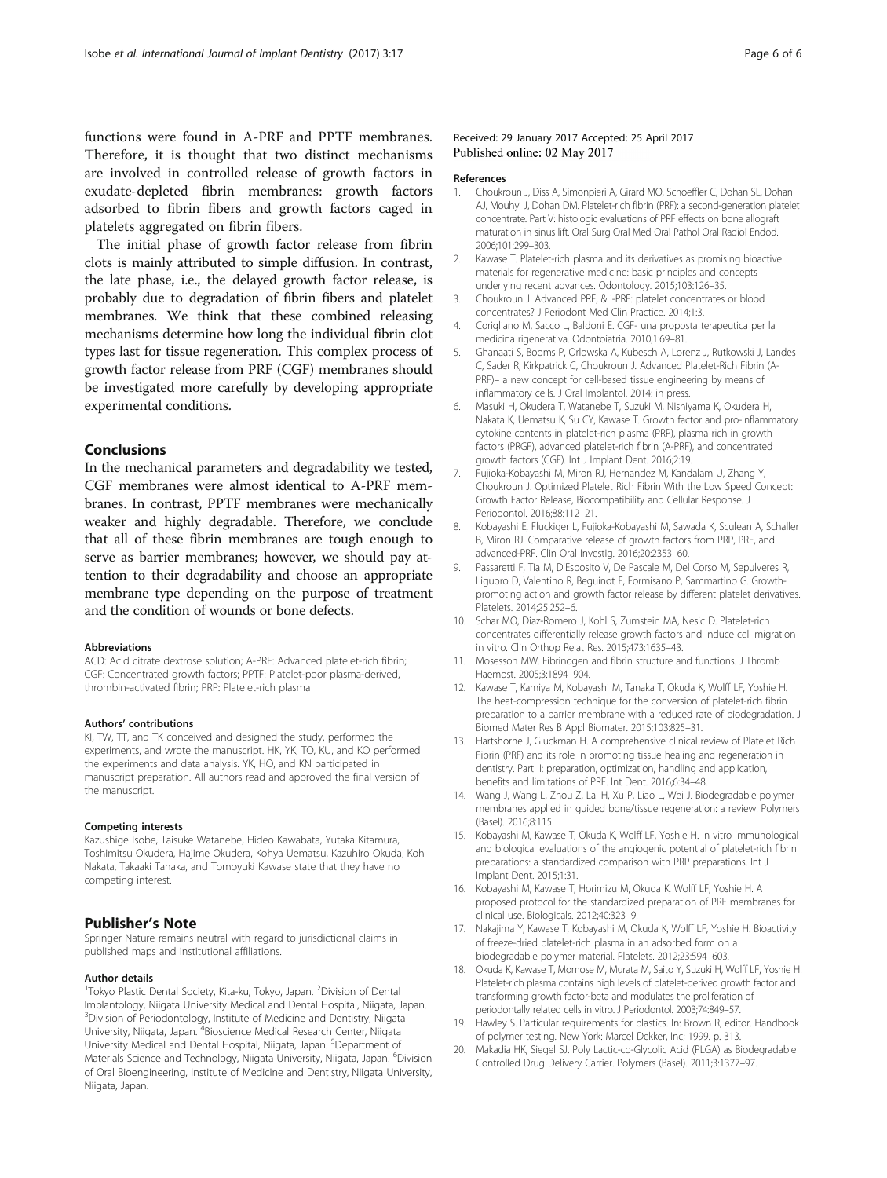functions were found in A-PRF and PPTF membranes. Therefore, it is thought that two distinct mechanisms are involved in controlled release of growth factors in exudate-depleted fibrin membranes: growth factors adsorbed to fibrin fibers and growth factors caged in platelets aggregated on fibrin fibers.

The initial phase of growth factor release from fibrin clots is mainly attributed to simple diffusion. In contrast, the late phase, i.e., the delayed growth factor release, is probably due to degradation of fibrin fibers and platelet membranes. We think that these combined releasing mechanisms determine how long the individual fibrin clot types last for tissue regeneration. This complex process of growth factor release from PRF (CGF) membranes should be investigated more carefully by developing appropriate experimental conditions.

## Conclusions

In the mechanical parameters and degradability we tested, CGF membranes were almost identical to A-PRF membranes. In contrast, PPTF membranes were mechanically weaker and highly degradable. Therefore, we conclude that all of these fibrin membranes are tough enough to serve as barrier membranes; however, we should pay attention to their degradability and choose an appropriate membrane type depending on the purpose of treatment and the condition of wounds or bone defects.

#### Abbreviations

ACD: Acid citrate dextrose solution; A-PRF: Advanced platelet-rich fibrin; CGF: Concentrated growth factors; PPTF: Platelet-poor plasma-derived, thrombin-activated fibrin; PRP: Platelet-rich plasma

#### Authors' contributions

KI, TW, TT, and TK conceived and designed the study, performed the experiments, and wrote the manuscript. HK, YK, TO, KU, and KO performed the experiments and data analysis. YK, HO, and KN participated in manuscript preparation. All authors read and approved the final version of the manuscript.

#### Competing interests

Kazushige Isobe, Taisuke Watanebe, Hideo Kawabata, Yutaka Kitamura, Toshimitsu Okudera, Hajime Okudera, Kohya Uematsu, Kazuhiro Okuda, Koh Nakata, Takaaki Tanaka, and Tomoyuki Kawase state that they have no competing interest.

## Publisher's Note

Springer Nature remains neutral with regard to jurisdictional claims in published maps and institutional affiliations.

#### Author details

[1]Tokyo Plastic Dental Society, Kita-ku, Tokyo, Japan. [2]Division of Dental Implantology, Niigata University Medical and Dental Hospital, Niigata, Japan. [3]Division of Periodontology, Institute of Medicine and Dentistry, Niigata University, Niigata, Japan. [4]Bioscience Medical Research Center, Niigata University Medical and Dental Hospital, Niigata, Japan. [5]Department of Materials Science and Technology, Niigata University, Niigata, Japan. [6]Division of Oral Bioengineering, Institute of Medicine and Dentistry, Niigata University, Niigata, Japan.

Received: 29 January 2017 Accepted: 25 April 2017
Published online: 02 May 2017

#### References

1. Choukroun J, Diss A, Simonpieri A, Girard MO, Schoeffler C, Dohan SL, Dohan AJ, Mouhyi J, Dohan DM. Platelet-rich fibrin (PRF): a second-generation platelet concentrate. Part V: histologic evaluations of PRF effects on bone allograft maturation in sinus lift. Oral Surg Oral Med Oral Pathol Oral Radiol Endod. 2006;101:299–303.
2. Kawase T. Platelet-rich plasma and its derivatives as promising bioactive materials for regenerative medicine: basic principles and concepts underlying recent advances. Odontology. 2015;103:126–35.
3. Choukroun J. Advanced PRF, & i-PRF: platelet concentrates or blood concentrates? J Periodont Med Clin Practice. 2014;1:3.
4. Corigliano M, Sacco L, Baldoni E. CGF- una proposta terapeutica per la medicina rigenerativa. Odontoiatria. 2010;1:69–81.
5. Ghanaati S, Booms P, Orlowska A, Kubesch A, Lorenz J, Rutkowski J, Landes C, Sader R, Kirkpatrick C, Choukroun J. Advanced Platelet-Rich Fibrin (A-PRF)– a new concept for cell-based tissue engineering by means of inflammatory cells. J Oral Implantol. 2014: in press.
6. Masuki H, Okudera T, Watanebe T, Suzuki M, Nishiyama K, Okudera H, Nakata K, Uematsu K, Su CY, Kawase T. Growth factor and pro-inflammatory cytokine contents in platelet-rich plasma (PRP), plasma rich in growth factors (PRGF), advanced platelet-rich fibrin (A-PRF), and concentrated growth factors (CGF). Int J Implant Dent. 2016;2:19.
7. Fujioka-Kobayashi M, Miron RJ, Hernandez M, Kandalam U, Zhang Y, Choukroun J. Optimized Platelet Rich Fibrin With the Low Speed Concept: Growth Factor Release, Biocompatibility and Cellular Response. J Periodontol. 2016;88:112–21.
8. Kobayashi E, Fluckiger L, Fujioka-Kobayashi M, Sawada K, Sculean A, Schaller B, Miron RJ. Comparative release of growth factors from PRP, PRF, and advanced-PRF. Clin Oral Investig. 2016;20:2353–60.
9. Passaretti F, Tia M, D'Esposito V, De Pascale M, Del Corso M, Sepulveres R, Liguoro D, Valentino R, Beguinot F, Formisano P, Sammartino G. Growth-promoting action and growth factor release by different platelet derivatives. Platelets. 2014;25:252–6.
10. Schar MO, Diaz-Romero J, Kohl S, Zumstein MA, Nesic D. Platelet-rich concentrates differentially release growth factors and induce cell migration in vitro. Clin Orthop Relat Res. 2015;473:1635–43.
11. Mosesson MW. Fibrinogen and fibrin structure and functions. J Thromb Haemost. 2005;3:1894–904.
12. Kawase T, Kamiya M, Kobayashi M, Tanaka T, Okuda K, Wolff LF, Yoshie H. The heat-compression technique for the conversion of platelet-rich fibrin preparation to a barrier membrane with a reduced rate of biodegradation. J Biomed Mater Res B Appl Biomater. 2015;103:825–31.
13. Hartshorne J, Gluckman H. A comprehensive clinical review of Platelet Rich Fibrin (PRF) and its role in promoting tissue healing and regeneration in dentistry. Part II: preparation, optimization, handling and application, benefits and limitations of PRF. Int Dent. 2016;6:34–48.
14. Wang J, Wang L, Zhou Z, Lai H, Xu P, Liao L, Wei J. Biodegradable polymer membranes applied in guided bone/tissue regeneration: a review. Polymers (Basel). 2016;8:115.
15. Kobayashi M, Kawase T, Okuda K, Wolff LF, Yoshie H. In vitro immunological and biological evaluations of the angiogenic potential of platelet-rich fibrin preparations: a standardized comparison with PRP preparations. Int J Implant Dent. 2015;1:31.
16. Kobayashi M, Kawase T, Horimizu M, Okuda K, Wolff LF, Yoshie H. A proposed protocol for the standardized preparation of PRF membranes for clinical use. Biologicals. 2012;40:323–9.
17. Nakajima Y, Kawase T, Kobayashi M, Okuda K, Wolff LF, Yoshie H. Bioactivity of freeze-dried platelet-rich plasma in an adsorbed form on a biodegradable polymer material. Platelets. 2012;23:594–603.
18. Okuda K, Kawase T, Momose M, Murata M, Saito Y, Suzuki H, Wolff LF, Yoshie H. Platelet-rich plasma contains high levels of platelet-derived growth factor and transforming growth factor-beta and modulates the proliferation of periodontally related cells in vitro. J Periodontol. 2003;74:849–57.
19. Hawley S. Particular requirements for plastics. In: Brown R, editor. Handbook of polymer testing. New York: Marcel Dekker, Inc; 1999. p. 313.
20. Makadia HK, Siegel SJ. Poly Lactic-co-Glycolic Acid (PLGA) as Biodegradable Controlled Drug Delivery Carrier. Polymers (Basel). 2011;3:1377–97.